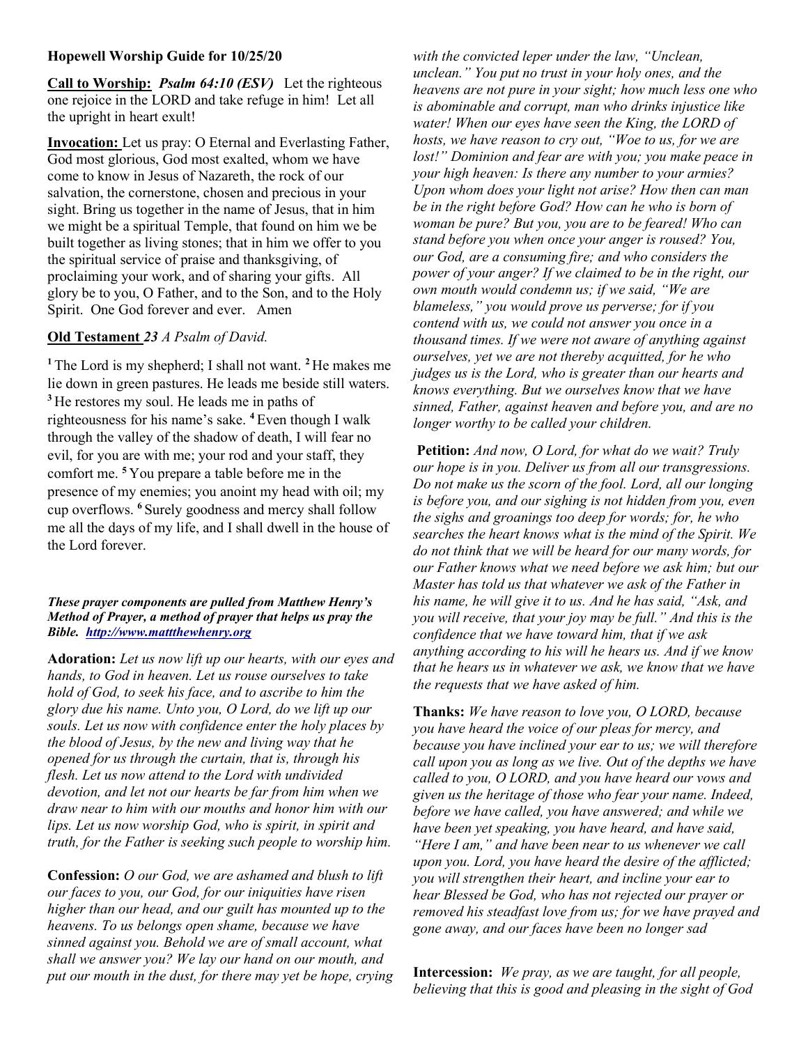**Hopewell Worship Guide for 10/25/20**

**Call to Worship:** ***Psalm 64:10 (ESV)*** Let the righteous one rejoice in the LORD and take refuge in him! Let all the upright in heart exult!

**Invocation:** Let us pray: O Eternal and Everlasting Father, God most glorious, God most exalted, whom we have come to know in Jesus of Nazareth, the rock of our salvation, the cornerstone, chosen and precious in your sight. Bring us together in the name of Jesus, that in him we might be a spiritual Temple, that found on him we be built together as living stones; that in him we offer to you the spiritual service of praise and thanksgiving, of proclaiming your work, and of sharing your gifts. All glory be to you, O Father, and to the Son, and to the Holy Spirit. One God forever and ever. Amen

**Old Testament** *23 A Psalm of David.*

[1] The Lord is my shepherd; I shall not want. [2] He makes me lie down in green pastures. He leads me beside still waters. [3] He restores my soul. He leads me in paths of righteousness for his name's sake. [4] Even though I walk through the valley of the shadow of death, I will fear no evil, for you are with me; your rod and your staff, they comfort me. [5] You prepare a table before me in the presence of my enemies; you anoint my head with oil; my cup overflows. [6] Surely goodness and mercy shall follow me all the days of my life, and I shall dwell in the house of the Lord forever.

***These prayer components are pulled from Matthew Henry's Method of Prayer, a method of prayer that helps us pray the Bible. http://www.mattthewhenry.org***

**Adoration:** *Let us now lift up our hearts, with our eyes and hands, to God in heaven. Let us rouse ourselves to take hold of God, to seek his face, and to ascribe to him the glory due his name. Unto you, O Lord, do we lift up our souls. Let us now with confidence enter the holy places by the blood of Jesus, by the new and living way that he opened for us through the curtain, that is, through his flesh. Let us now attend to the Lord with undivided devotion, and let not our hearts be far from him when we draw near to him with our mouths and honor him with our lips. Let us now worship God, who is spirit, in spirit and truth, for the Father is seeking such people to worship him.*

**Confession:** *O our God, we are ashamed and blush to lift our faces to you, our God, for our iniquities have risen higher than our head, and our guilt has mounted up to the heavens. To us belongs open shame, because we have sinned against you. Behold we are of small account, what shall we answer you? We lay our hand on our mouth, and put our mouth in the dust, for there may yet be hope, crying with the convicted leper under the law, "Unclean, unclean." You put no trust in your holy ones, and the heavens are not pure in your sight; how much less one who is abominable and corrupt, man who drinks injustice like water! When our eyes have seen the King, the LORD of hosts, we have reason to cry out, "Woe to us, for we are lost!" Dominion and fear are with you; you make peace in your high heaven: Is there any number to your armies? Upon whom does your light not arise? How then can man be in the right before God? How can he who is born of woman be pure? But you, you are to be feared! Who can stand before you when once your anger is roused? You, our God, are a consuming fire; and who considers the power of your anger? If we claimed to be in the right, our own mouth would condemn us; if we said, "We are blameless," you would prove us perverse; for if you contend with us, we could not answer you once in a thousand times. If we were not aware of anything against ourselves, yet we are not thereby acquitted, for he who judges us is the Lord, who is greater than our hearts and knows everything. But we ourselves know that we have sinned, Father, against heaven and before you, and are no longer worthy to be called your children.*

**Petition:** *And now, O Lord, for what do we wait? Truly our hope is in you. Deliver us from all our transgressions. Do not make us the scorn of the fool. Lord, all our longing is before you, and our sighing is not hidden from you, even the sighs and groanings too deep for words; for, he who searches the heart knows what is the mind of the Spirit. We do not think that we will be heard for our many words, for our Father knows what we need before we ask him; but our Master has told us that whatever we ask of the Father in his name, he will give it to us. And he has said, "Ask, and you will receive, that your joy may be full." And this is the confidence that we have toward him, that if we ask anything according to his will he hears us. And if we know that he hears us in whatever we ask, we know that we have the requests that we have asked of him.*

**Thanks:** *We have reason to love you, O LORD, because you have heard the voice of our pleas for mercy, and because you have inclined your ear to us; we will therefore call upon you as long as we live. Out of the depths we have called to you, O LORD, and you have heard our vows and given us the heritage of those who fear your name. Indeed, before we have called, you have answered; and while we have been yet speaking, you have heard, and have said, "Here I am," and have been near to us whenever we call upon you. Lord, you have heard the desire of the afflicted; you will strengthen their heart, and incline your ear to hear Blessed be God, who has not rejected our prayer or removed his steadfast love from us; for we have prayed and gone away, and our faces have been no longer sad*

**Intercession:** *We pray, as we are taught, for all people, believing that this is good and pleasing in the sight of God*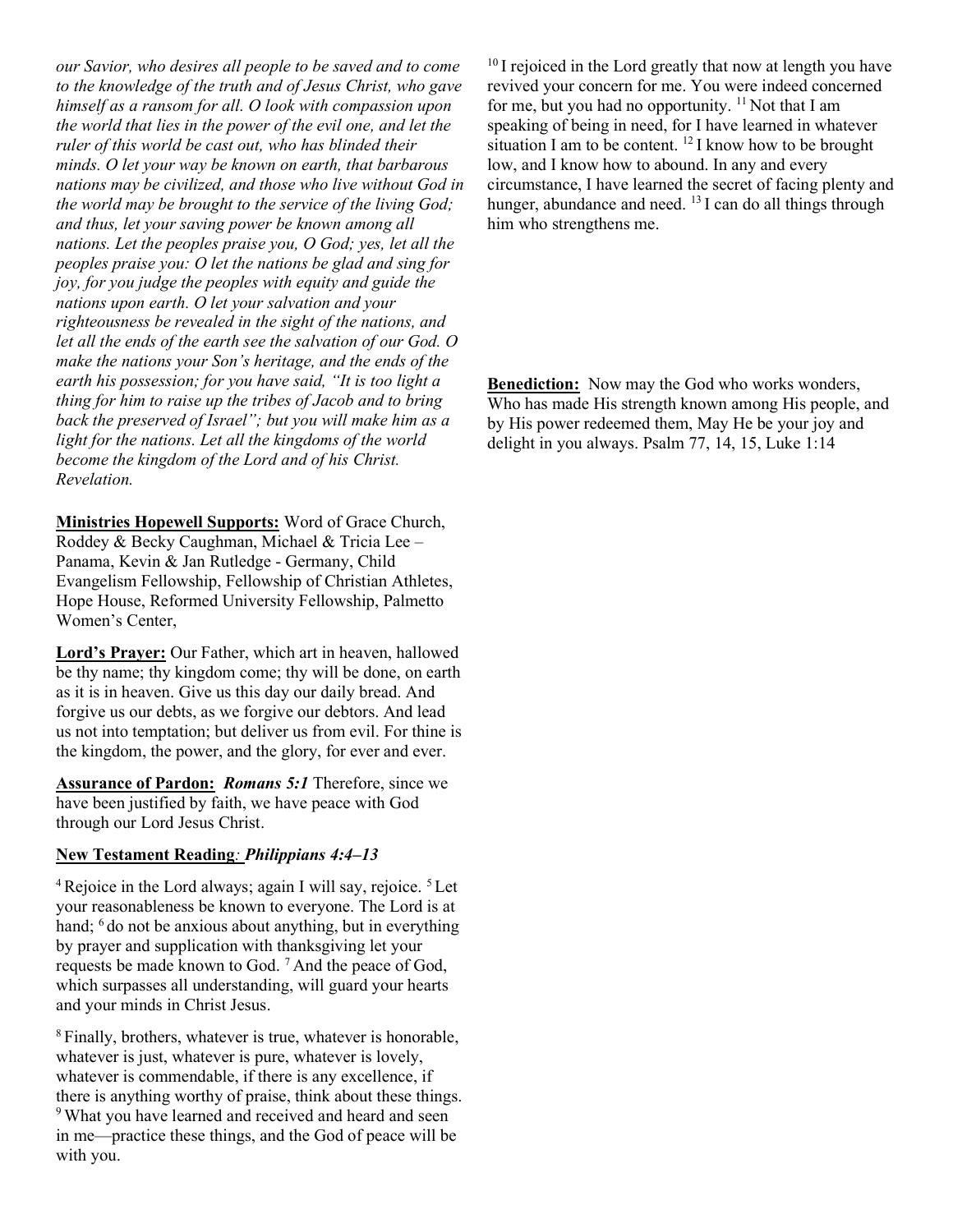*our Savior, who desires all people to be saved and to come to the knowledge of the truth and of Jesus Christ, who gave himself as a ransom for all. O look with compassion upon the world that lies in the power of the evil one, and let the ruler of this world be cast out, who has blinded their minds. O let your way be known on earth, that barbarous nations may be civilized, and those who live without God in the world may be brought to the service of the living God; and thus, let your saving power be known among all nations. Let the peoples praise you, O God; yes, let all the peoples praise you: O let the nations be glad and sing for joy, for you judge the peoples with equity and guide the nations upon earth. O let your salvation and your righteousness be revealed in the sight of the nations, and let all the ends of the earth see the salvation of our God. O make the nations your Son's heritage, and the ends of the earth his possession; for you have said, "It is too light a thing for him to raise up the tribes of Jacob and to bring back the preserved of Israel"; but you will make him as a light for the nations. Let all the kingdoms of the world become the kingdom of the Lord and of his Christ. Revelation.*

**Ministries Hopewell Supports:** Word of Grace Church, Roddey & Becky Caughman, Michael & Tricia Lee – Panama, Kevin & Jan Rutledge - Germany, Child Evangelism Fellowship, Fellowship of Christian Athletes, Hope House, Reformed University Fellowship, Palmetto Women's Center,

**Lord's Prayer:** Our Father, which art in heaven, hallowed be thy name; thy kingdom come; thy will be done, on earth as it is in heaven. Give us this day our daily bread. And forgive us our debts, as we forgive our debtors. And lead us not into temptation; but deliver us from evil. For thine is the kingdom, the power, and the glory, for ever and ever.

**Assurance of Pardon:** ***Romans 5:1*** Therefore, since we have been justified by faith, we have peace with God through our Lord Jesus Christ.

**New Testament Reading*: Philippians 4:4–13***

[4] Rejoice in the Lord always; again I will say, rejoice. [5] Let your reasonableness be known to everyone. The Lord is at hand; [6] do not be anxious about anything, but in everything by prayer and supplication with thanksgiving let your requests be made known to God. [7] And the peace of God, which surpasses all understanding, will guard your hearts and your minds in Christ Jesus.

[8] Finally, brothers, whatever is true, whatever is honorable, whatever is just, whatever is pure, whatever is lovely, whatever is commendable, if there is any excellence, if there is anything worthy of praise, think about these things. [9] What you have learned and received and heard and seen in me—practice these things, and the God of peace will be with you.

[10] I rejoiced in the Lord greatly that now at length you have revived your concern for me. You were indeed concerned for me, but you had no opportunity. [11] Not that I am speaking of being in need, for I have learned in whatever situation I am to be content. [12] I know how to be brought low, and I know how to abound. In any and every circumstance, I have learned the secret of facing plenty and hunger, abundance and need. [13] I can do all things through him who strengthens me.

**Benediction:** Now may the God who works wonders, Who has made His strength known among His people, and by His power redeemed them, May He be your joy and delight in you always. Psalm 77, 14, 15, Luke 1:14